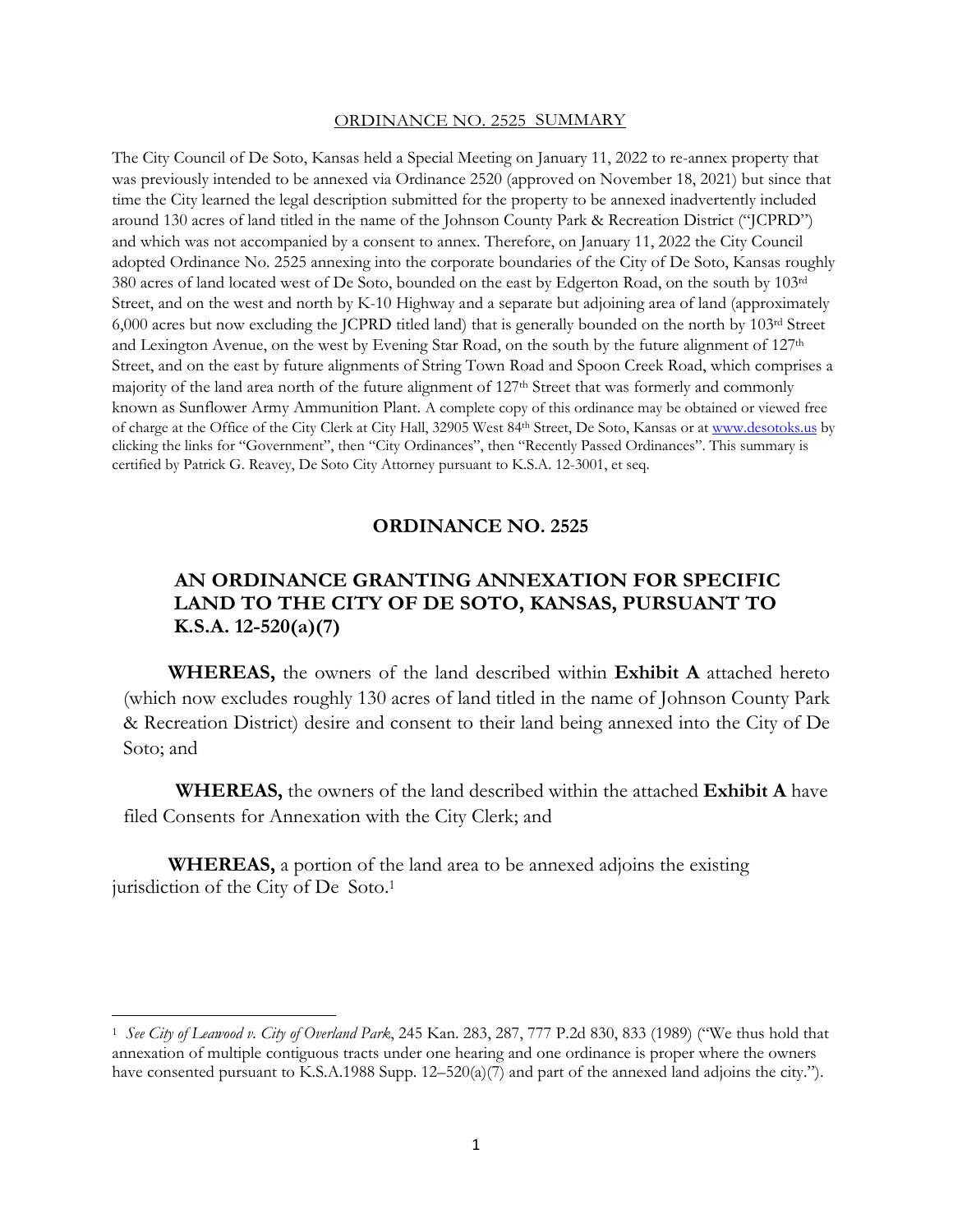ORDINANCE NO. 2525 SUMMARY

The City Council of De Soto, Kansas held a Special Meeting on January 11, 2022 to re-annex property that was previously intended to be annexed via Ordinance 2520 (approved on November 18, 2021) but since that time the City learned the legal description submitted for the property to be annexed inadvertently included around 130 acres of land titled in the name of the Johnson County Park & Recreation District ("JCPRD") and which was not accompanied by a consent to annex. Therefore, on January 11, 2022 the City Council adopted Ordinance No. 2525 annexing into the corporate boundaries of the City of De Soto, Kansas roughly 380 acres of land located west of De Soto, bounded on the east by Edgerton Road, on the south by 103rd Street, and on the west and north by K-10 Highway and a separate but adjoining area of land (approximately 6,000 acres but now excluding the JCPRD titled land) that is generally bounded on the north by 103rd Street and Lexington Avenue, on the west by Evening Star Road, on the south by the future alignment of 127th Street, and on the east by future alignments of String Town Road and Spoon Creek Road, which comprises a majority of the land area north of the future alignment of 127th Street that was formerly and commonly known as Sunflower Army Ammunition Plant. A complete copy of this ordinance may be obtained or viewed free of charge at the Office of the City Clerk at City Hall, 32905 West 84th Street, De Soto, Kansas or at www.desotoks.us by clicking the links for "Government", then "City Ordinances", then "Recently Passed Ordinances". This summary is certified by Patrick G. Reavey, De Soto City Attorney pursuant to K.S.A. 12-3001, et seq.

## ORDINANCE NO. 2525

## AN ORDINANCE GRANTING ANNEXATION FOR SPECIFIC LAND TO THE CITY OF DE SOTO, KANSAS, PURSUANT TO K.S.A. 12-520(a)(7)

**WHEREAS,** the owners of the land described within **Exhibit A** attached hereto (which now excludes roughly 130 acres of land titled in the name of Johnson County Park & Recreation District) desire and consent to their land being annexed into the City of De Soto; and

**WHEREAS,** the owners of the land described within the attached **Exhibit A** have filed Consents for Annexation with the City Clerk; and

**WHEREAS,** a portion of the land area to be annexed adjoins the existing jurisdiction of the City of De Soto.[1]

[1] *See City of Leawood v. City of Overland Park*, 245 Kan. 283, 287, 777 P.2d 830, 833 (1989) ("We thus hold that annexation of multiple contiguous tracts under one hearing and one ordinance is proper where the owners have consented pursuant to K.S.A.1988 Supp. 12–520(a)(7) and part of the annexed land adjoins the city.").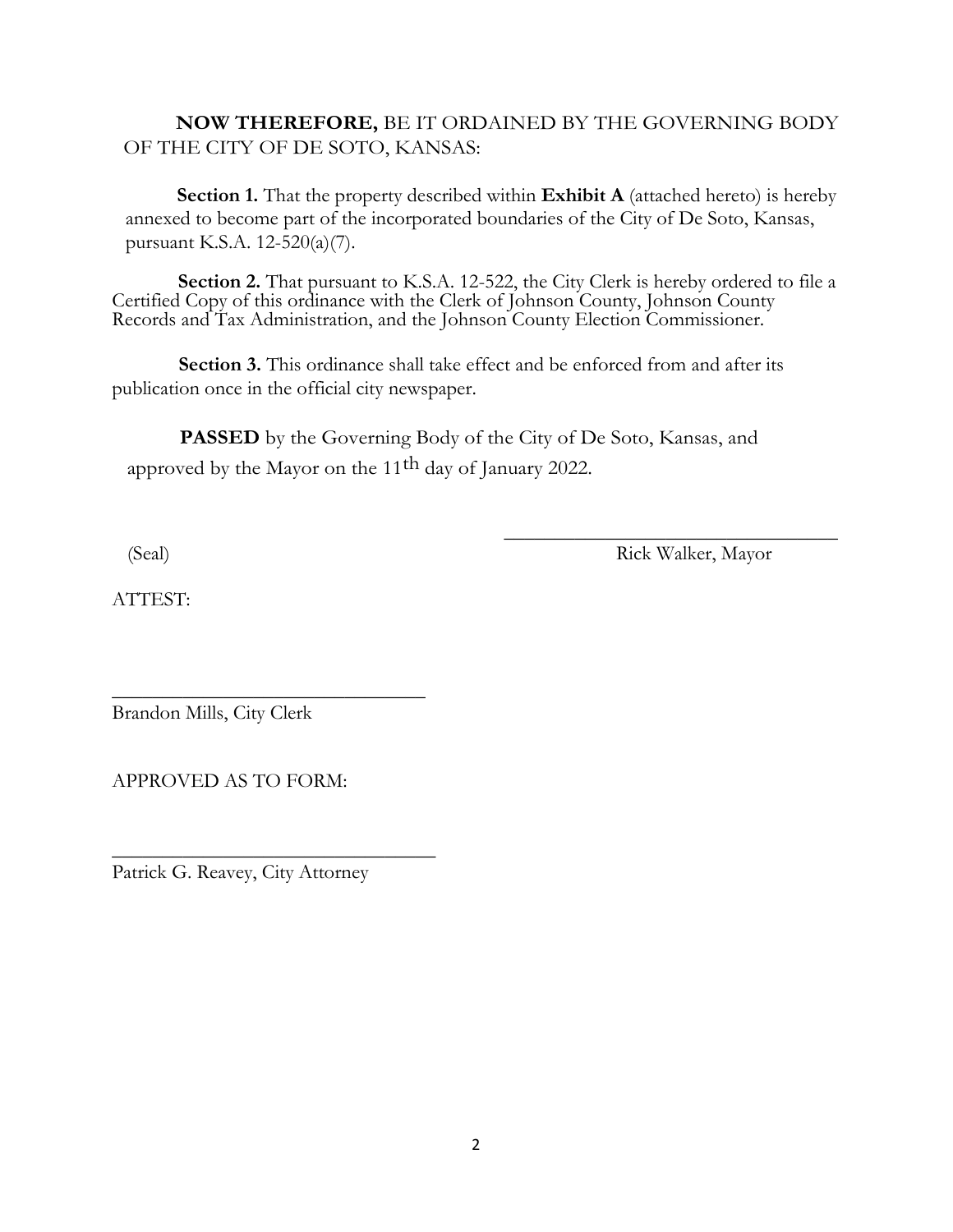**NOW THEREFORE,** BE IT ORDAINED BY THE GOVERNING BODY OF THE CITY OF DE SOTO, KANSAS:

**Section 1.** That the property described within **Exhibit A** (attached hereto) is hereby annexed to become part of the incorporated boundaries of the City of De Soto, Kansas, pursuant K.S.A. 12-520(a)(7).

**Section 2.** That pursuant to K.S.A. 12-522, the City Clerk is hereby ordered to file a Certified Copy of this ordinance with the Clerk of Johnson County, Johnson County Records and Tax Administration, and the Johnson County Election Commissioner.

**Section 3.** This ordinance shall take effect and be enforced from and after its publication once in the official city newspaper.

**PASSED** by the Governing Body of the City of De Soto, Kansas, and approved by the Mayor on the 11th day of January 2022.

(Seal)

\_\_\_\_\_\_\_\_\_\_\_\_\_\_\_\_\_\_\_\_\_\_\_\_\_\_\_\_\_\_\_\_
Rick Walker, Mayor

ATTEST:

\_\_\_\_\_\_\_\_\_\_\_\_\_\_\_\_\_\_\_\_\_\_\_\_\_\_\_\_\_\_\_\_
Brandon Mills, City Clerk

APPROVED AS TO FORM:

\_\_\_\_\_\_\_\_\_\_\_\_\_\_\_\_\_\_\_\_\_\_\_\_\_\_\_\_\_\_\_\_
Patrick G. Reavey, City Attorney